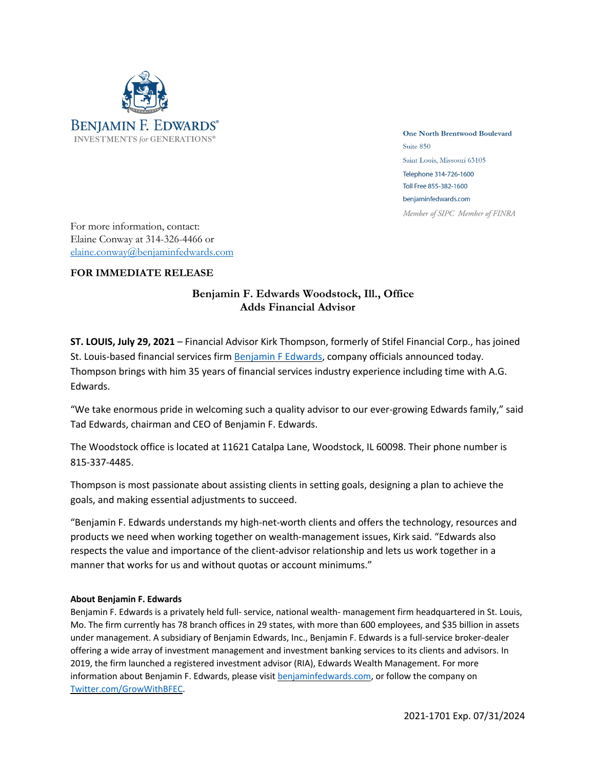BENJAMIN F. EDWARDS®
INVESTMENTS *for* GENERATIONS®

**One North Brentwood Boulevard**
Suite 850
Saint Louis, Missouri 63105
Telephone 314-726-1600
Toll Free 855-382-1600
benjaminfedwards.com
*Member of SIPC Member of FINRA*

For more information, contact:
Elaine Conway at 314-326-4466 or
elaine.conway@benjaminfedwards.com

**FOR IMMEDIATE RELEASE**

## Benjamin F. Edwards Woodstock, Ill., Office Adds Financial Advisor

**ST. LOUIS, July 29, 2021** – Financial Advisor Kirk Thompson, formerly of Stifel Financial Corp., has joined St. Louis-based financial services firm Benjamin F Edwards, company officials announced today. Thompson brings with him 35 years of financial services industry experience including time with A.G. Edwards.

"We take enormous pride in welcoming such a quality advisor to our ever-growing Edwards family," said Tad Edwards, chairman and CEO of Benjamin F. Edwards.

The Woodstock office is located at 11621 Catalpa Lane, Woodstock, IL 60098. Their phone number is 815-337-4485.

Thompson is most passionate about assisting clients in setting goals, designing a plan to achieve the goals, and making essential adjustments to succeed.

"Benjamin F. Edwards understands my high-net-worth clients and offers the technology, resources and products we need when working together on wealth-management issues, Kirk said. "Edwards also respects the value and importance of the client-advisor relationship and lets us work together in a manner that works for us and without quotas or account minimums."

**About Benjamin F. Edwards**

Benjamin F. Edwards is a privately held full- service, national wealth- management firm headquartered in St. Louis, Mo. The firm currently has 78 branch offices in 29 states, with more than 600 employees, and $35 billion in assets under management. A subsidiary of Benjamin Edwards, Inc., Benjamin F. Edwards is a full-service broker-dealer offering a wide array of investment management and investment banking services to its clients and advisors. In 2019, the firm launched a registered investment advisor (RIA), Edwards Wealth Management. For more information about Benjamin F. Edwards, please visit benjaminfedwards.com, or follow the company on Twitter.com/GrowWithBFEC.

2021-1701 Exp. 07/31/2024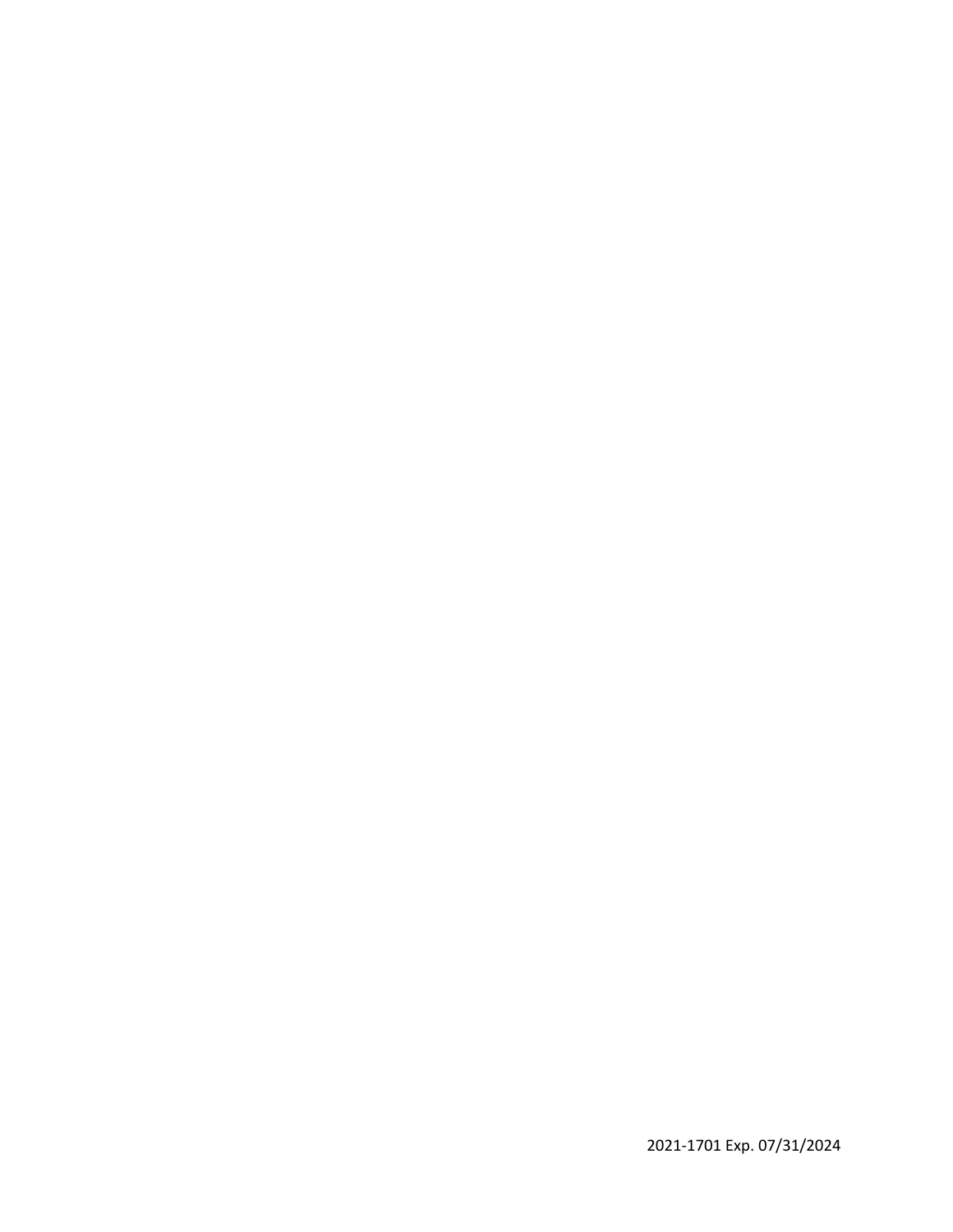2021-1701 Exp. 07/31/2024